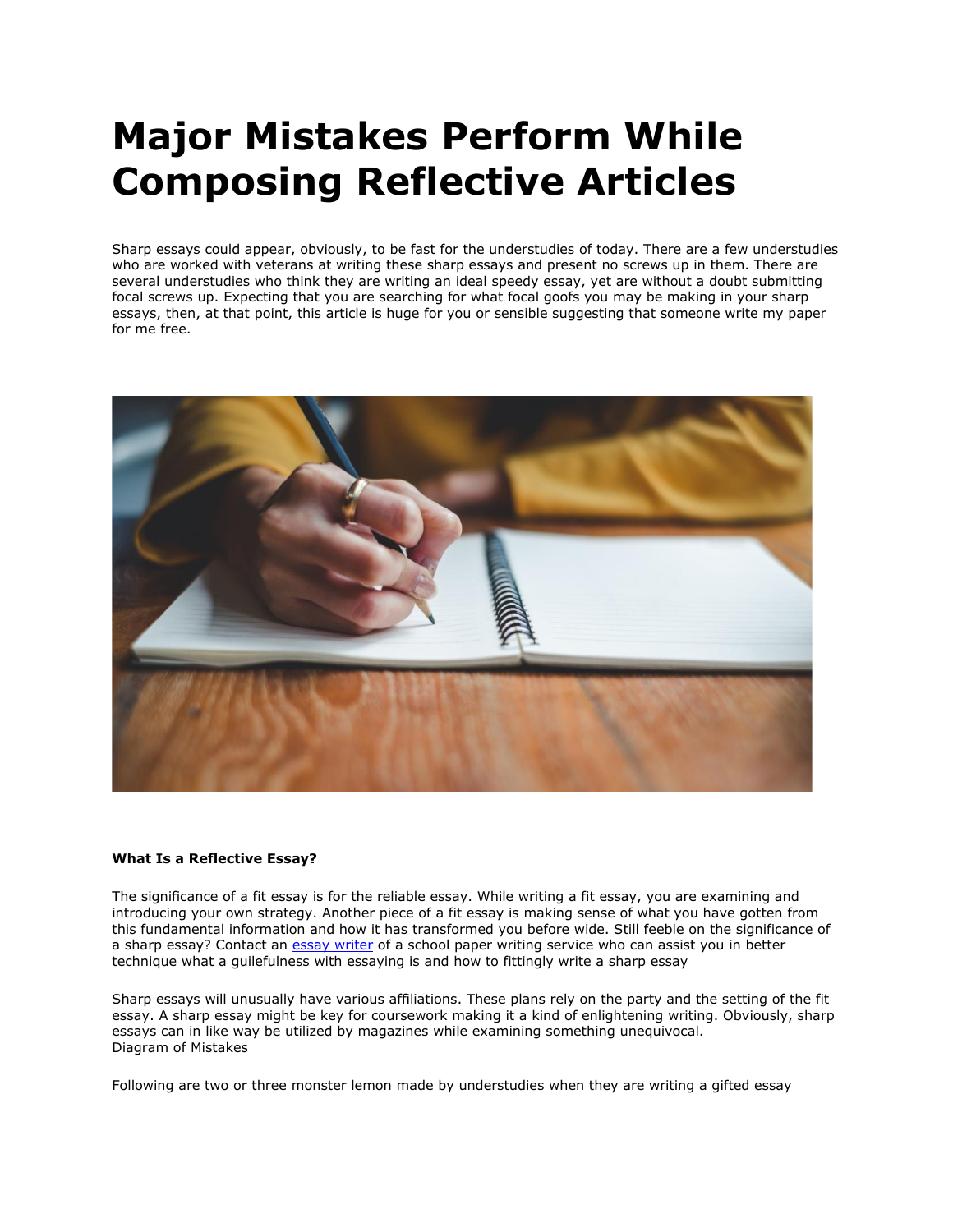# Major Mistakes Perform While Composing Reflective Articles

Sharp essays could appear, obviously, to be fast for the understudies of today. There are a few understudies who are worked with veterans at writing these sharp essays and present no screws up in them. There are several understudies who think they are writing an ideal speedy essay, yet are without a doubt submitting focal screws up. Expecting that you are searching for what focal goofs you may be making in your sharp essays, then, at that point, this article is huge for you or sensible suggesting that someone write my paper for me free.

**What Is a Reflective Essay?**

The significance of a fit essay is for the reliable essay. While writing a fit essay, you are examining and introducing your own strategy. Another piece of a fit essay is making sense of what you have gotten from this fundamental information and how it has transformed you before wide. Still feeble on the significance of a sharp essay? Contact an [essay writer]() of a school paper writing service who can assist you in better technique what a guilefulness with essaying is and how to fittingly write a sharp essay

Sharp essays will unusually have various affiliations. These plans rely on the party and the setting of the fit essay. A sharp essay might be key for coursework making it a kind of enlightening writing. Obviously, sharp essays can in like way be utilized by magazines while examining something unequivocal.
Diagram of Mistakes

Following are two or three monster lemon made by understudies when they are writing a gifted essay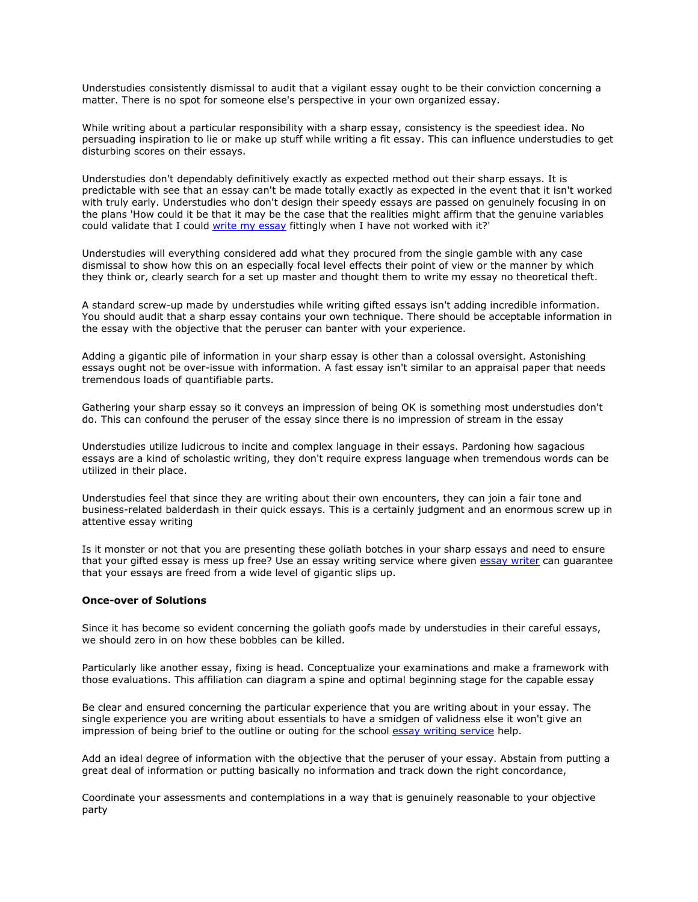Understudies consistently dismissal to audit that a vigilant essay ought to be their conviction concerning a matter. There is no spot for someone else's perspective in your own organized essay.

While writing about a particular responsibility with a sharp essay, consistency is the speediest idea. No persuading inspiration to lie or make up stuff while writing a fit essay. This can influence understudies to get disturbing scores on their essays.

Understudies don't dependably definitively exactly as expected method out their sharp essays. It is predictable with see that an essay can't be made totally exactly as expected in the event that it isn't worked with truly early. Understudies who don't design their speedy essays are passed on genuinely focusing in on the plans 'How could it be that it may be the case that the realities might affirm that the genuine variables could validate that I could [write my essay]() fittingly when I have not worked with it?'

Understudies will everything considered add what they procured from the single gamble with any case dismissal to show how this on an especially focal level effects their point of view or the manner by which they think or, clearly search for a set up master and thought them to write my essay no theoretical theft.

A standard screw-up made by understudies while writing gifted essays isn't adding incredible information. You should audit that a sharp essay contains your own technique. There should be acceptable information in the essay with the objective that the peruser can banter with your experience.

Adding a gigantic pile of information in your sharp essay is other than a colossal oversight. Astonishing essays ought not be over-issue with information. A fast essay isn't similar to an appraisal paper that needs tremendous loads of quantifiable parts.

Gathering your sharp essay so it conveys an impression of being OK is something most understudies don't do. This can confound the peruser of the essay since there is no impression of stream in the essay

Understudies utilize ludicrous to incite and complex language in their essays. Pardoning how sagacious essays are a kind of scholastic writing, they don't require express language when tremendous words can be utilized in their place.

Understudies feel that since they are writing about their own encounters, they can join a fair tone and business-related balderdash in their quick essays. This is a certainly judgment and an enormous screw up in attentive essay writing

Is it monster or not that you are presenting these goliath botches in your sharp essays and need to ensure that your gifted essay is mess up free? Use an essay writing service where given [essay writer]() can guarantee that your essays are freed from a wide level of gigantic slips up.

**Once-over of Solutions**

Since it has become so evident concerning the goliath goofs made by understudies in their careful essays, we should zero in on how these bobbles can be killed.

Particularly like another essay, fixing is head. Conceptualize your examinations and make a framework with those evaluations. This affiliation can diagram a spine and optimal beginning stage for the capable essay

Be clear and ensured concerning the particular experience that you are writing about in your essay. The single experience you are writing about essentials to have a smidgen of validness else it won't give an impression of being brief to the outline or outing for the school [essay writing service]() help.

Add an ideal degree of information with the objective that the peruser of your essay. Abstain from putting a great deal of information or putting basically no information and track down the right concordance,

Coordinate your assessments and contemplations in a way that is genuinely reasonable to your objective party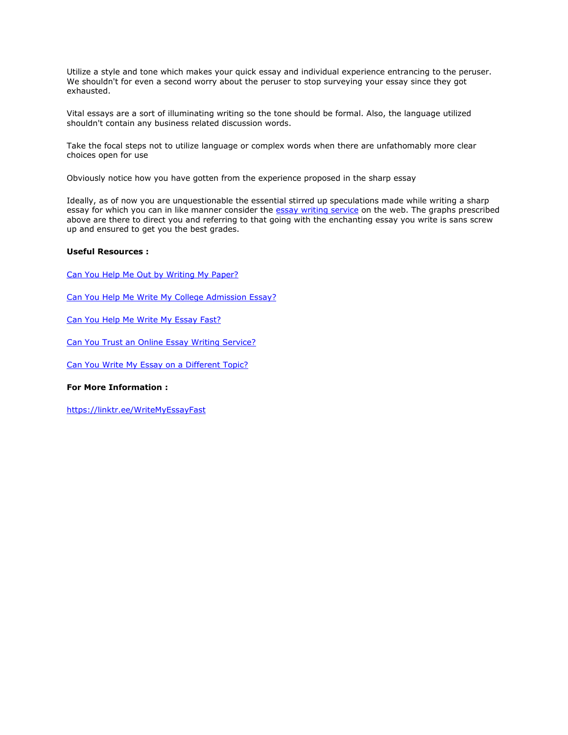Utilize a style and tone which makes your quick essay and individual experience entrancing to the peruser. We shouldn't for even a second worry about the peruser to stop surveying your essay since they got exhausted.

Vital essays are a sort of illuminating writing so the tone should be formal. Also, the language utilized shouldn't contain any business related discussion words.

Take the focal steps not to utilize language or complex words when there are unfathomably more clear choices open for use

Obviously notice how you have gotten from the experience proposed in the sharp essay

Ideally, as of now you are unquestionable the essential stirred up speculations made while writing a sharp essay for which you can in like manner consider the [essay writing service]() on the web. The graphs prescribed above are there to direct you and referring to that going with the enchanting essay you write is sans screw up and ensured to get you the best grades.

**Useful Resources :**

[Can You Help Me Out by Writing My Paper?]()

[Can You Help Me Write My College Admission Essay?]()

[Can You Help Me Write My Essay Fast?]()

[Can You Trust an Online Essay Writing Service?]()

[Can You Write My Essay on a Different Topic?]()

**For More Information :**

[https://linktr.ee/WriteMyEssayFast](https://linktr.ee/WriteMyEssayFast)